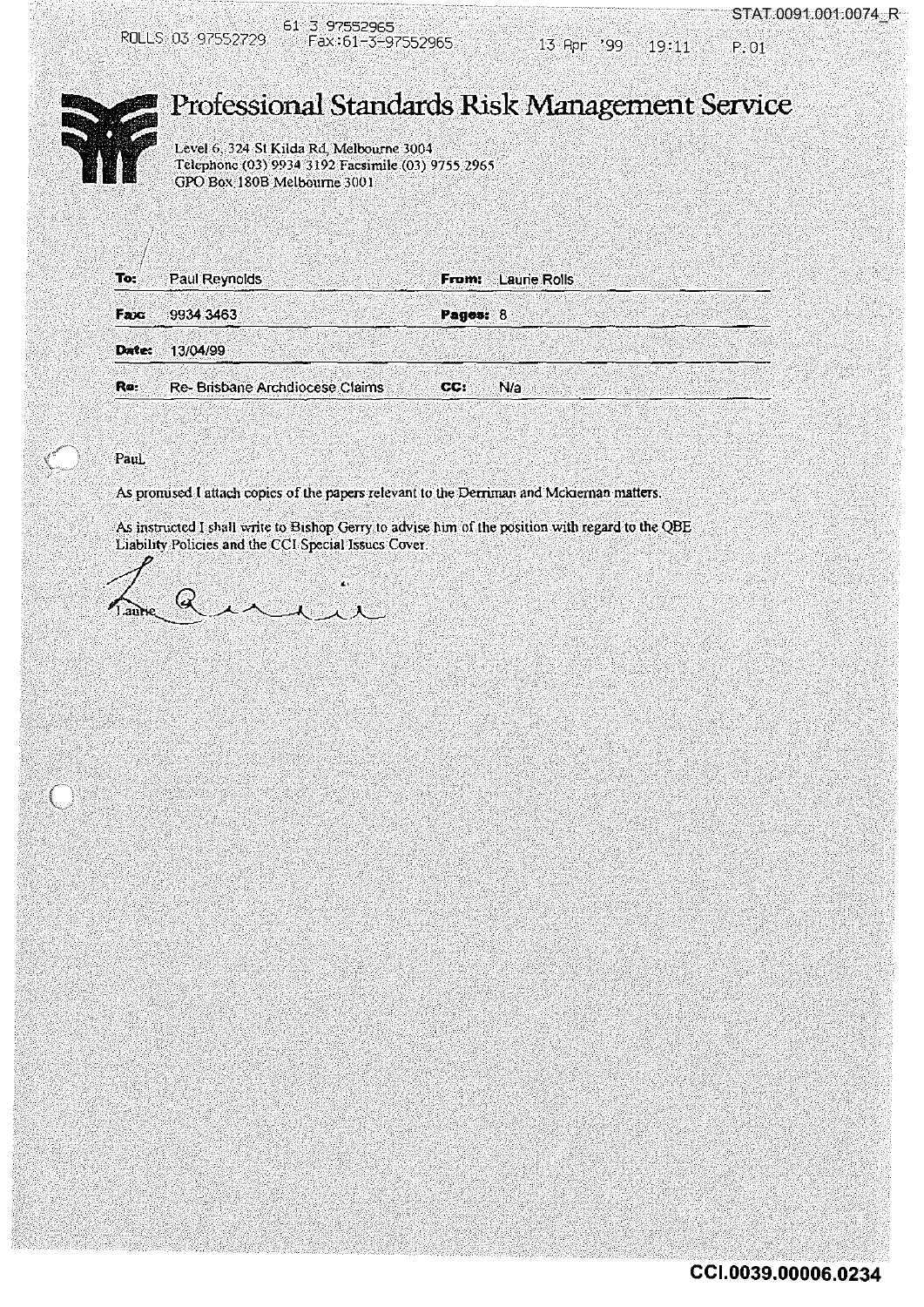# Professional Standards Risk Management Service

Level 6, 324 St Kilda Rd, Melbourne 3004
Telephone (03) 9934 3192 Facsimile (03) 9755 2965
GPO Box 180B Melbourne 3001

| | | | |
|---|---|---|---|
| **To:** | Paul Reynolds | **From:** | Laurie Rolls |
| **Fax:** | 9934 3463 | **Pages:** | 8 |
| **Date:** | 13/04/99 | | |
| **Re:** | Re- Brisbane Archdiocese Claims | **CC:** | N/a |

Paul,

As promised I attach copies of the papers relevant to the Derriman and Mckiernan matters.

As instructed I shall write to Bishop Gerry to advise him of the position with regard to the QBE Liability Policies and the CCI Special Issues Cover.

Laurie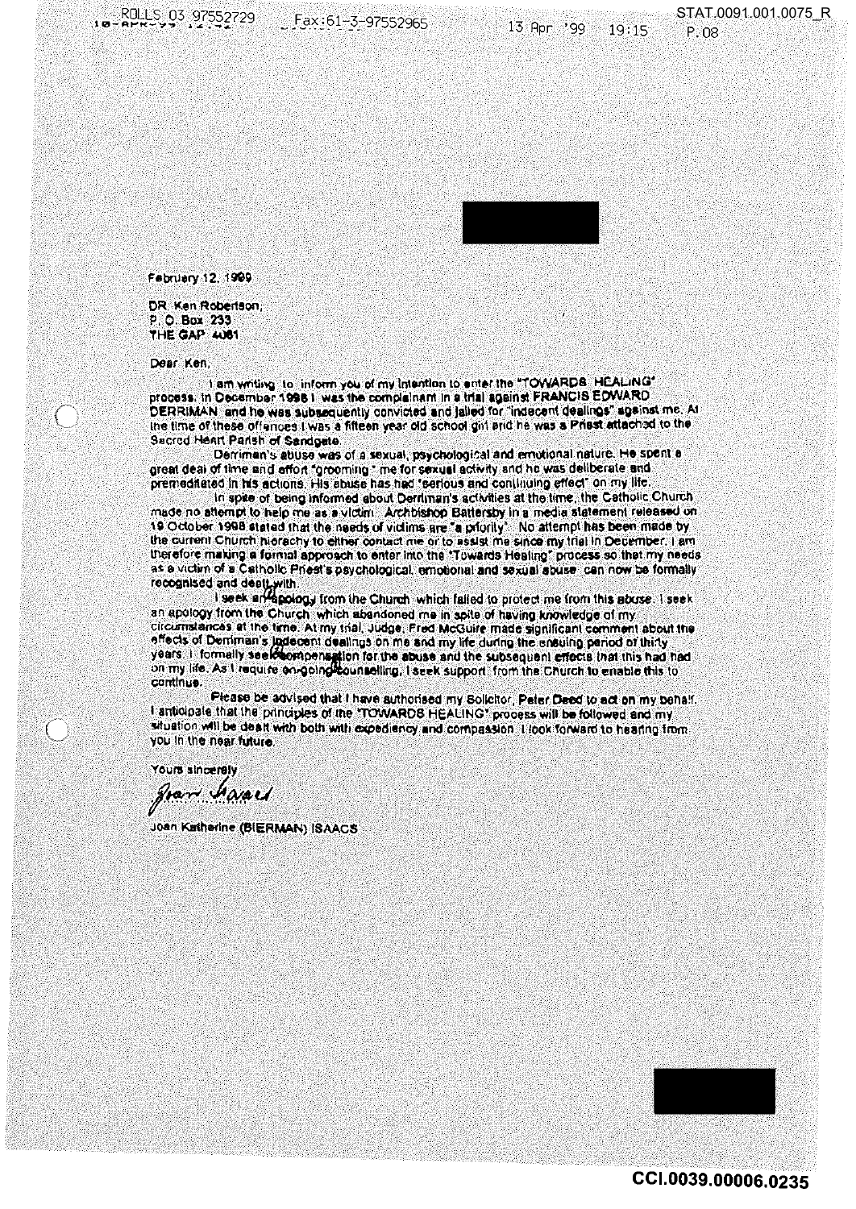February 12, 1999

DR. Ken Robertson,
P. O. Box 233
THE GAP 4061

Dear Ken,

I am writing to inform you of my intention to enter the "TOWARDS HEALING" process. In December 1998 I was the complainant in a trial against FRANCIS EDWARD DERRIMAN and he was subsequently convicted and jailed for "indecent dealings" against me. At the time of these offences I was a fifteen year old school girl and he was a Priest attached to the Sacred Heart Parish of Sandgate.

Derriman's abuse was of a sexual, psychological and emotional nature. He spent a great deal of time and effort "grooming " me for sexual activity and he was deliberate and premeditated in his actions. His abuse has had "serious and continuing effect" on my life.

In spite of being informed about Derriman's activities at the time, the Catholic Church made no attempt to help me as a victim. Archbishop Battersby in a media statement released on 19 October 1998 stated that the needs of victims are "a priority". No attempt has been made by the current Church hierachy to either contact me or to assist me since my trial in December. I am therefore making a formal approach to enter into the "Towards Healing" process so that my needs as a victim of a Catholic Priest's psychological, emotional and sexual abuse can now be formally recognised and dealt with.

I seek an apology from the Church which failed to protect me from this abuse. I seek an apology from the Church which abandoned me in spite of having knowledge of my circumstances at the time. At my trial, Judge, Fred McGuire made significant comment about the effects of Derriman's indecent dealings on me and my life during the ensuing period of thirty years. I formally seek compensation for the abuse and the subsequent effects that this had had on my life. As I require on-going counselling, I seek support from the Church to enable this to continue.

Please be advised that I have authorised my Solicitor, Peter Deed to act on my behalf. I anticipate that the principles of the "TOWARDS HEALING" process will be followed and my situation will be dealt with both with expediency and compassion. I look forward to hearing from you in the near future.

Yours sincerely

Joan Isaacs

Joan Katherine (BIERMAN) ISAACS